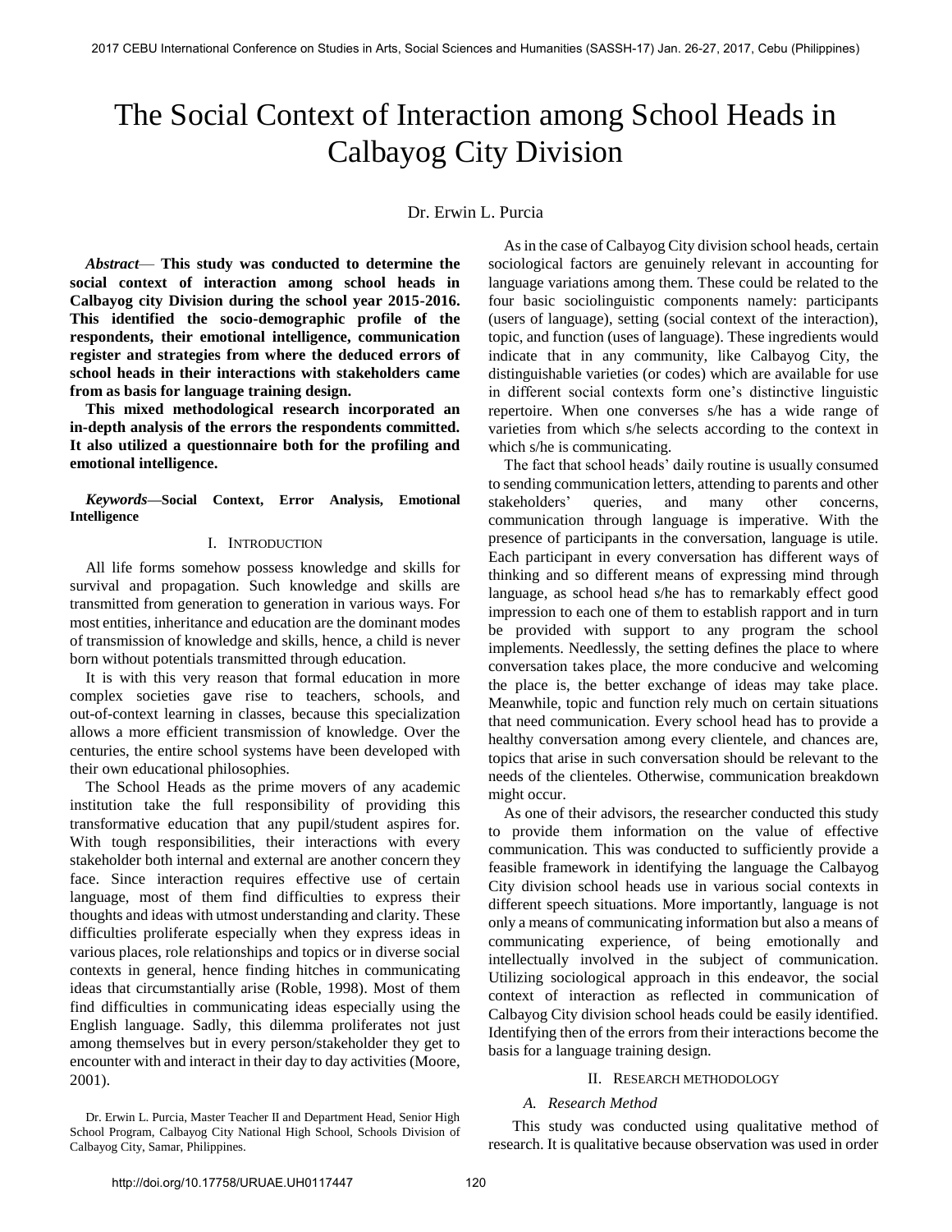# The Social Context of Interaction among School Heads in Calbayog City Division

Dr. Erwin L. Purcia

***Abstract*— This study was conducted to determine the social context of interaction among school heads in Calbayog city Division during the school year 2015-2016. This identified the socio-demographic profile of the respondents, their emotional intelligence, communication register and strategies from where the deduced errors of school heads in their interactions with stakeholders came from as basis for language training design.**

**This mixed methodological research incorporated an in-depth analysis of the errors the respondents committed. It also utilized a questionnaire both for the profiling and emotional intelligence.**

***Keywords*—Social Context, Error Analysis, Emotional Intelligence**

## I. Introduction

All life forms somehow possess knowledge and skills for survival and propagation. Such knowledge and skills are transmitted from generation to generation in various ways. For most entities, inheritance and education are the dominant modes of transmission of knowledge and skills, hence, a child is never born without potentials transmitted through education.

It is with this very reason that formal education in more complex societies gave rise to teachers, schools, and out-of-context learning in classes, because this specialization allows a more efficient transmission of knowledge. Over the centuries, the entire school systems have been developed with their own educational philosophies.

The School Heads as the prime movers of any academic institution take the full responsibility of providing this transformative education that any pupil/student aspires for. With tough responsibilities, their interactions with every stakeholder both internal and external are another concern they face. Since interaction requires effective use of certain language, most of them find difficulties to express their thoughts and ideas with utmost understanding and clarity. These difficulties proliferate especially when they express ideas in various places, role relationships and topics or in diverse social contexts in general, hence finding hitches in communicating ideas that circumstantially arise (Roble, 1998). Most of them find difficulties in communicating ideas especially using the English language. Sadly, this dilemma proliferates not just among themselves but in every person/stakeholder they get to encounter with and interact in their day to day activities (Moore, 2001).

As in the case of Calbayog City division school heads, certain sociological factors are genuinely relevant in accounting for language variations among them. These could be related to the four basic sociolinguistic components namely: participants (users of language), setting (social context of the interaction), topic, and function (uses of language). These ingredients would indicate that in any community, like Calbayog City, the distinguishable varieties (or codes) which are available for use in different social contexts form one's distinctive linguistic repertoire. When one converses s/he has a wide range of varieties from which s/he selects according to the context in which s/he is communicating.

The fact that school heads' daily routine is usually consumed to sending communication letters, attending to parents and other stakeholders' queries, and many other concerns, communication through language is imperative. With the presence of participants in the conversation, language is utile. Each participant in every conversation has different ways of thinking and so different means of expressing mind through language, as school head s/he has to remarkably effect good impression to each one of them to establish rapport and in turn be provided with support to any program the school implements. Needlessly, the setting defines the place to where conversation takes place, the more conducive and welcoming the place is, the better exchange of ideas may take place. Meanwhile, topic and function rely much on certain situations that need communication. Every school head has to provide a healthy conversation among every clientele, and chances are, topics that arise in such conversation should be relevant to the needs of the clienteles. Otherwise, communication breakdown might occur.

As one of their advisors, the researcher conducted this study to provide them information on the value of effective communication. This was conducted to sufficiently provide a feasible framework in identifying the language the Calbayog City division school heads use in various social contexts in different speech situations. More importantly, language is not only a means of communicating information but also a means of communicating experience, of being emotionally and intellectually involved in the subject of communication. Utilizing sociological approach in this endeavor, the social context of interaction as reflected in communication of Calbayog City division school heads could be easily identified. Identifying then of the errors from their interactions become the basis for a language training design.

## II. Research methodology

### *A. Research Method*

This study was conducted using qualitative method of research. It is qualitative because observation was used in order

Dr. Erwin L. Purcia, Master Teacher II and Department Head, Senior High School Program, Calbayog City National High School, Schools Division of Calbayog City, Samar, Philippines.

http://doi.org/10.17758/URUAE.UH0117447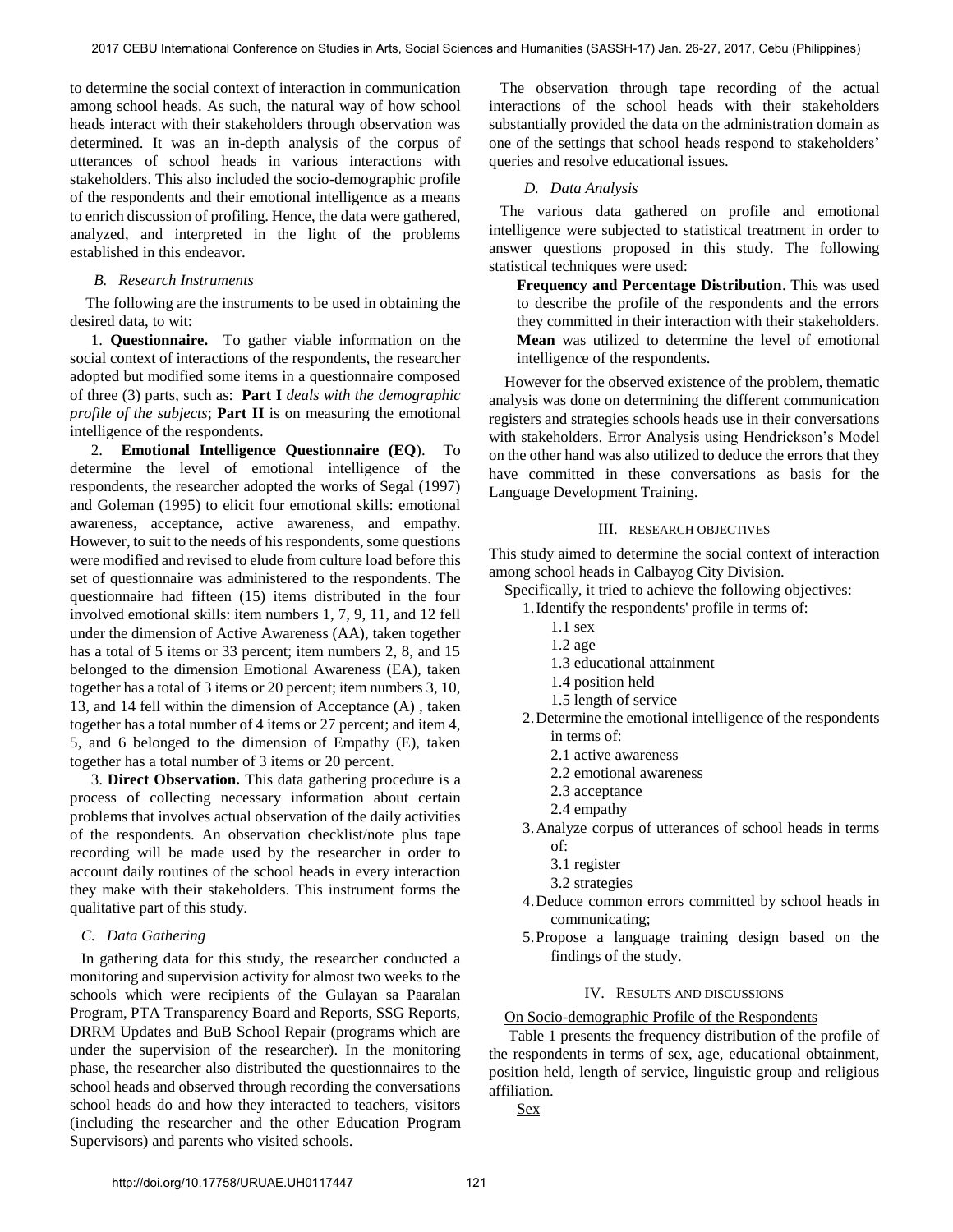to determine the social context of interaction in communication among school heads. As such, the natural way of how school heads interact with their stakeholders through observation was determined. It was an in-depth analysis of the corpus of utterances of school heads in various interactions with stakeholders. This also included the socio-demographic profile of the respondents and their emotional intelligence as a means to enrich discussion of profiling. Hence, the data were gathered, analyzed, and interpreted in the light of the problems established in this endeavor.

### *B. Research Instruments*

The following are the instruments to be used in obtaining the desired data, to wit:

1. **Questionnaire.** To gather viable information on the social context of interactions of the respondents, the researcher adopted but modified some items in a questionnaire composed of three (3) parts, such as: **Part I** *deals with the demographic profile of the subjects*; **Part II** is on measuring the emotional intelligence of the respondents.

2. **Emotional Intelligence Questionnaire (EQ)**. To determine the level of emotional intelligence of the respondents, the researcher adopted the works of Segal (1997) and Goleman (1995) to elicit four emotional skills: emotional awareness, acceptance, active awareness, and empathy. However, to suit to the needs of his respondents, some questions were modified and revised to elude from culture load before this set of questionnaire was administered to the respondents. The questionnaire had fifteen (15) items distributed in the four involved emotional skills: item numbers 1, 7, 9, 11, and 12 fell under the dimension of Active Awareness (AA), taken together has a total of 5 items or 33 percent; item numbers 2, 8, and 15 belonged to the dimension Emotional Awareness (EA), taken together has a total of 3 items or 20 percent; item numbers 3, 10, 13, and 14 fell within the dimension of Acceptance (A) , taken together has a total number of 4 items or 27 percent; and item 4, 5, and 6 belonged to the dimension of Empathy (E), taken together has a total number of 3 items or 20 percent.

3. **Direct Observation.** This data gathering procedure is a process of collecting necessary information about certain problems that involves actual observation of the daily activities of the respondents. An observation checklist/note plus tape recording will be made used by the researcher in order to account daily routines of the school heads in every interaction they make with their stakeholders. This instrument forms the qualitative part of this study.

### *C. Data Gathering*

In gathering data for this study, the researcher conducted a monitoring and supervision activity for almost two weeks to the schools which were recipients of the Gulayan sa Paaralan Program, PTA Transparency Board and Reports, SSG Reports, DRRM Updates and BuB School Repair (programs which are under the supervision of the researcher). In the monitoring phase, the researcher also distributed the questionnaires to the school heads and observed through recording the conversations school heads do and how they interacted to teachers, visitors (including the researcher and the other Education Program Supervisors) and parents who visited schools.

The observation through tape recording of the actual interactions of the school heads with their stakeholders substantially provided the data on the administration domain as one of the settings that school heads respond to stakeholders' queries and resolve educational issues.

### *D. Data Analysis*

The various data gathered on profile and emotional intelligence were subjected to statistical treatment in order to answer questions proposed in this study. The following statistical techniques were used:

**Frequency and Percentage Distribution**. This was used to describe the profile of the respondents and the errors they committed in their interaction with their stakeholders. **Mean** was utilized to determine the level of emotional intelligence of the respondents.

However for the observed existence of the problem, thematic analysis was done on determining the different communication registers and strategies schools heads use in their conversations with stakeholders. Error Analysis using Hendrickson's Model on the other hand was also utilized to deduce the errors that they have committed in these conversations as basis for the Language Development Training.

## III. Research Objectives

This study aimed to determine the social context of interaction among school heads in Calbayog City Division.

Specifically, it tried to achieve the following objectives:

1. Identify the respondents' profile in terms of:
   - 1.1 sex
   - 1.2 age
   - 1.3 educational attainment
   - 1.4 position held
   - 1.5 length of service
2. Determine the emotional intelligence of the respondents in terms of:
   - 2.1 active awareness
   - 2.2 emotional awareness
   - 2.3 acceptance
   - 2.4 empathy
3. Analyze corpus of utterances of school heads in terms of:
   - 3.1 register
   - 3.2 strategies
4. Deduce common errors committed by school heads in communicating;
5. Propose a language training design based on the findings of the study.

## IV. Results and Discussions

On Socio-demographic Profile of the Respondents

Table 1 presents the frequency distribution of the profile of the respondents in terms of sex, age, educational obtainment, position held, length of service, linguistic group and religious affiliation.

Sex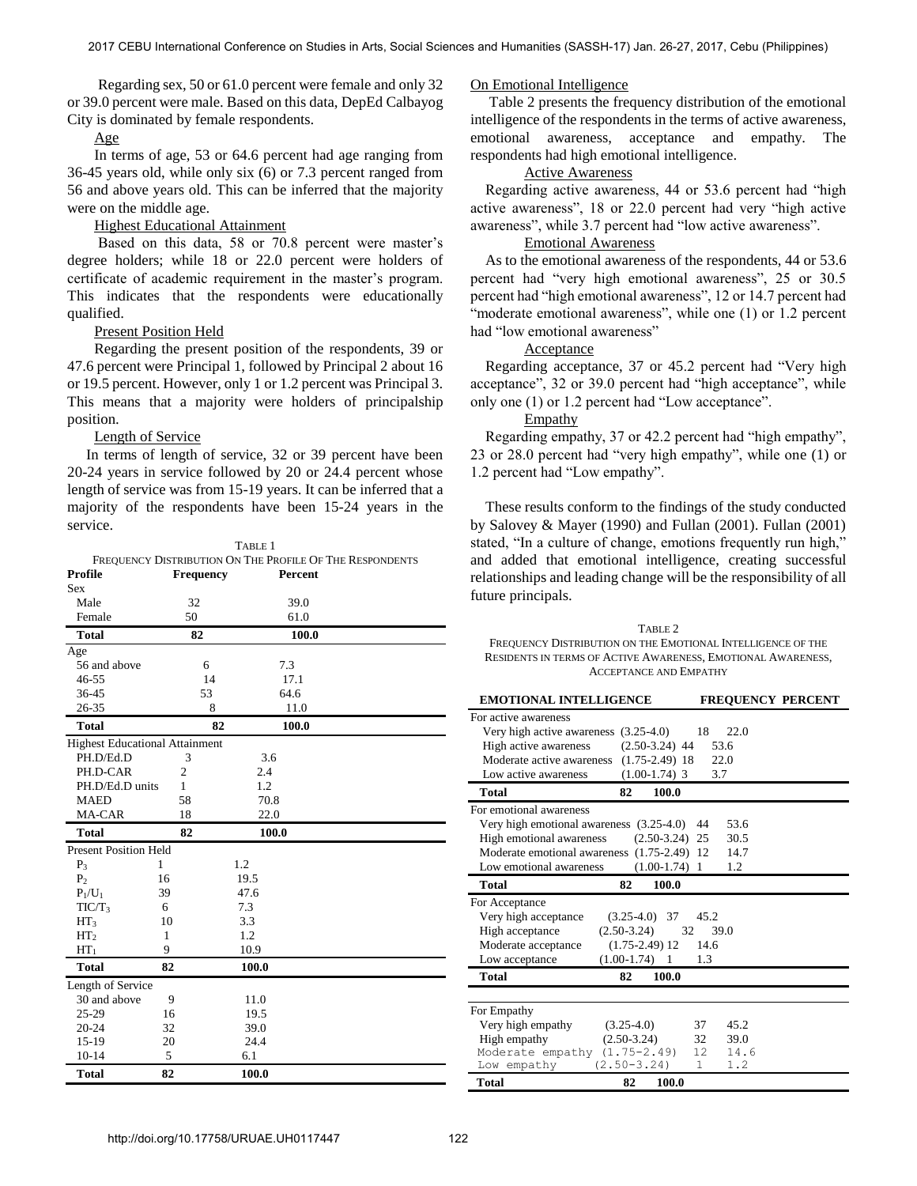Regarding sex, 50 or 61.0 percent were female and only 32 or 39.0 percent were male. Based on this data, DepEd Calbayog City is dominated by female respondents.

Age

In terms of age, 53 or 64.6 percent had age ranging from 36-45 years old, while only six (6) or 7.3 percent ranged from 56 and above years old. This can be inferred that the majority were on the middle age.

Highest Educational Attainment

Based on this data, 58 or 70.8 percent were master's degree holders; while 18 or 22.0 percent were holders of certificate of academic requirement in the master's program. This indicates that the respondents were educationally qualified.

Present Position Held

Regarding the present position of the respondents, 39 or 47.6 percent were Principal 1, followed by Principal 2 about 16 or 19.5 percent. However, only 1 or 1.2 percent was Principal 3. This means that a majority were holders of principalship position.

Length of Service

In terms of length of service, 32 or 39 percent have been 20-24 years in service followed by 20 or 24.4 percent whose length of service was from 15-19 years. It can be inferred that a majority of the respondents have been 15-24 years in the service.

TABLE 1
FREQUENCY DISTRIBUTION ON THE PROFILE OF THE RESPONDENTS

| Profile | Frequency | Percent |
|---|---|---|
| Sex | | |
| Male | 32 | 39.0 |
| Female | 50 | 61.0 |
| **Total** | **82** | **100.0** |
| Age | | |
| 56 and above | 6 | 7.3 |
| 46-55 | 14 | 17.1 |
| 36-45 | 53 | 64.6 |
| 26-35 | 8 | 11.0 |
| **Total** | **82** | **100.0** |
| Highest Educational Attainment | | |
| PH.D/Ed.D | 3 | 3.6 |
| PH.D-CAR | 2 | 2.4 |
| PH.D/Ed.D units | 1 | 1.2 |
| MAED | 58 | 70.8 |
| MA-CAR | 18 | 22.0 |
| **Total** | **82** | **100.0** |
| Present Position Held | | |
| $P_3$ | 1 | 1.2 |
| $P_2$ | 16 | 19.5 |
| $P_1/U_1$ | 39 | 47.6 |
| $TIC/T_3$ | 6 | 7.3 |
| $HT_3$ | 10 | 3.3 |
| $HT_2$ | 1 | 1.2 |
| $HT_1$ | 9 | 10.9 |
| **Total** | **82** | **100.0** |
| Length of Service | | |
| 30 and above | 9 | 11.0 |
| 25-29 | 16 | 19.5 |
| 20-24 | 32 | 39.0 |
| 15-19 | 20 | 24.4 |
| 10-14 | 5 | 6.1 |
| **Total** | **82** | **100.0** |

On Emotional Intelligence

Table 2 presents the frequency distribution of the emotional intelligence of the respondents in the terms of active awareness, emotional awareness, acceptance and empathy. The respondents had high emotional intelligence.

Active Awareness

Regarding active awareness, 44 or 53.6 percent had "high active awareness", 18 or 22.0 percent had very "high active awareness", while 3.7 percent had "low active awareness".

Emotional Awareness

As to the emotional awareness of the respondents, 44 or 53.6 percent had "very high emotional awareness", 25 or 30.5 percent had "high emotional awareness", 12 or 14.7 percent had "moderate emotional awareness", while one (1) or 1.2 percent had "low emotional awareness"

Acceptance

Regarding acceptance, 37 or 45.2 percent had "Very high acceptance", 32 or 39.0 percent had "high acceptance", while only one (1) or 1.2 percent had "Low acceptance".

Empathy

Regarding empathy, 37 or 42.2 percent had "high empathy", 23 or 28.0 percent had "very high empathy", while one (1) or 1.2 percent had "Low empathy".

These results conform to the findings of the study conducted by Salovey & Mayer (1990) and Fullan (2001). Fullan (2001) stated, "In a culture of change, emotions frequently run high," and added that emotional intelligence, creating successful relationships and leading change will be the responsibility of all future principals.

TABLE 2
FREQUENCY DISTRIBUTION ON THE EMOTIONAL INTELLIGENCE OF THE RESIDENTS IN TERMS OF ACTIVE AWARENESS, EMOTIONAL AWARENESS, ACCEPTANCE AND EMPATHY

| EMOTIONAL INTELLIGENCE | | FREQUENCY | PERCENT |
|---|---|---|---|
| For active awareness | | | |
| Very high active awareness | (3.25-4.0) | 18 | 22.0 |
| High active awareness | (2.50-3.24) | 44 | 53.6 |
| Moderate active awareness | (1.75-2.49) | 18 | 22.0 |
| Low active awareness | (1.00-1.74) | 3 | 3.7 |
| **Total** | | **82** | **100.0** |
| For emotional awareness | | | |
| Very high emotional awareness | (3.25-4.0) | 44 | 53.6 |
| High emotional awareness | (2.50-3.24) | 25 | 30.5 |
| Moderate emotional awareness | (1.75-2.49) | 12 | 14.7 |
| Low emotional awareness | (1.00-1.74) | 1 | 1.2 |
| **Total** | | **82** | **100.0** |
| For Acceptance | | | |
| Very high acceptance | (3.25-4.0) | 37 | 45.2 |
| High acceptance | (2.50-3.24) | 32 | 39.0 |
| Moderate acceptance | (1.75-2.49) | 12 | 14.6 |
| Low acceptance | (1.00-1.74) | 1 | 1.3 |
| **Total** | | **82** | **100.0** |
| For Empathy | | | |
| Very high empathy | (3.25-4.0) | 37 | 45.2 |
| High empathy | (2.50-3.24) | 32 | 39.0 |
| Moderate empathy | (1.75-2.49) | 12 | 14.6 |
| Low empathy | (2.50-3.24) | 1 | 1.2 |
| **Total** | | **82** | **100.0** |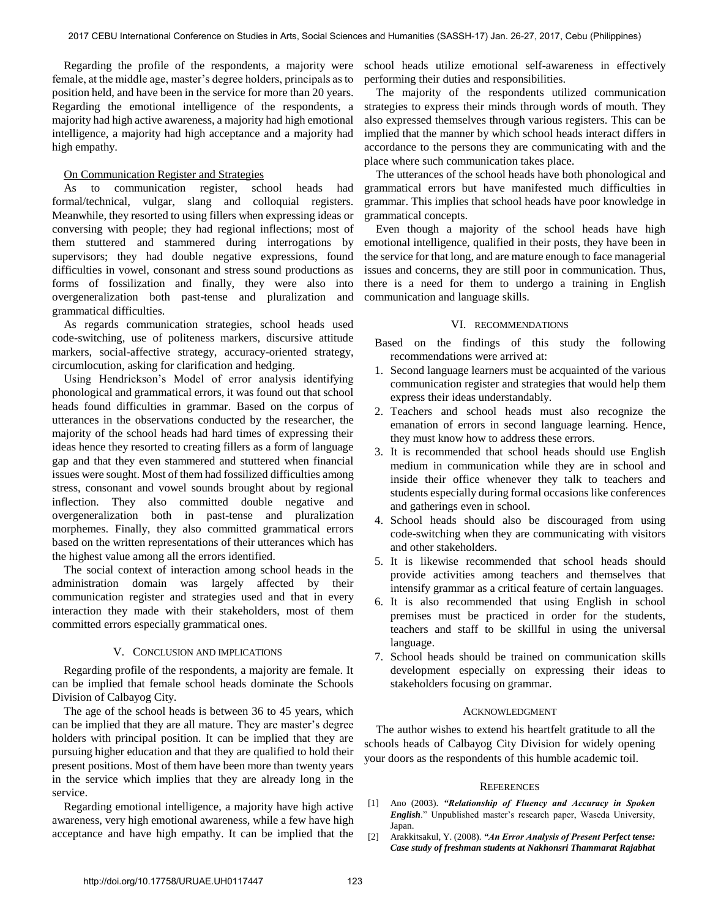Regarding the profile of the respondents, a majority were female, at the middle age, master's degree holders, principals as to position held, and have been in the service for more than 20 years. Regarding the emotional intelligence of the respondents, a majority had high active awareness, a majority had high emotional intelligence, a majority had high acceptance and a majority had high empathy.

On Communication Register and Strategies

As to communication register, school heads had formal/technical, vulgar, slang and colloquial registers. Meanwhile, they resorted to using fillers when expressing ideas or conversing with people; they had regional inflections; most of them stuttered and stammered during interrogations by supervisors; they had double negative expressions, found difficulties in vowel, consonant and stress sound productions as forms of fossilization and finally, they were also into overgeneralization both past-tense and pluralization and grammatical difficulties.

As regards communication strategies, school heads used code-switching, use of politeness markers, discursive attitude markers, social-affective strategy, accuracy-oriented strategy, circumlocution, asking for clarification and hedging.

Using Hendrickson's Model of error analysis identifying phonological and grammatical errors, it was found out that school heads found difficulties in grammar. Based on the corpus of utterances in the observations conducted by the researcher, the majority of the school heads had hard times of expressing their ideas hence they resorted to creating fillers as a form of language gap and that they even stammered and stuttered when financial issues were sought. Most of them had fossilized difficulties among stress, consonant and vowel sounds brought about by regional inflection. They also committed double negative and overgeneralization both in past-tense and pluralization morphemes. Finally, they also committed grammatical errors based on the written representations of their utterances which has the highest value among all the errors identified.

The social context of interaction among school heads in the administration domain was largely affected by their communication register and strategies used and that in every interaction they made with their stakeholders, most of them committed errors especially grammatical ones.

## V. Conclusion and Implications

Regarding profile of the respondents, a majority are female. It can be implied that female school heads dominate the Schools Division of Calbayog City.

The age of the school heads is between 36 to 45 years, which can be implied that they are all mature. They are master's degree holders with principal position. It can be implied that they are pursuing higher education and that they are qualified to hold their present positions. Most of them have been more than twenty years in the service which implies that they are already long in the service.

Regarding emotional intelligence, a majority have high active awareness, very high emotional awareness, while a few have high acceptance and have high empathy. It can be implied that the school heads utilize emotional self-awareness in effectively performing their duties and responsibilities.

The majority of the respondents utilized communication strategies to express their minds through words of mouth. They also expressed themselves through various registers. This can be implied that the manner by which school heads interact differs in accordance to the persons they are communicating with and the place where such communication takes place.

The utterances of the school heads have both phonological and grammatical errors but have manifested much difficulties in grammar. This implies that school heads have poor knowledge in grammatical concepts.

Even though a majority of the school heads have high emotional intelligence, qualified in their posts, they have been in the service for that long, and are mature enough to face managerial issues and concerns, they are still poor in communication. Thus, there is a need for them to undergo a training in English communication and language skills.

## VI. Recommendations

Based on the findings of this study the following recommendations were arrived at:

1. Second language learners must be acquainted of the various communication register and strategies that would help them express their ideas understandably.
2. Teachers and school heads must also recognize the emanation of errors in second language learning. Hence, they must know how to address these errors.
3. It is recommended that school heads should use English medium in communication while they are in school and inside their office whenever they talk to teachers and students especially during formal occasions like conferences and gatherings even in school.
4. School heads should also be discouraged from using code-switching when they are communicating with visitors and other stakeholders.
5. It is likewise recommended that school heads should provide activities among teachers and themselves that intensify grammar as a critical feature of certain languages.
6. It is also recommended that using English in school premises must be practiced in order for the students, teachers and staff to be skillful in using the universal language.
7. School heads should be trained on communication skills development especially on expressing their ideas to stakeholders focusing on grammar.

## Acknowledgment

The author wishes to extend his heartfelt gratitude to all the schools heads of Calbayog City Division for widely opening your doors as the respondents of this humble academic toil.

## References

[1] Ano (2003). ***"Relationship of Fluency and Accuracy in Spoken English***." Unpublished master's research paper, Waseda University, Japan.

[2] Arakkitsakul, Y. (2008). ***"An Error Analysis of Present Perfect tense: Case study of freshman students at Nakhonsri Thammarat Rajabhat***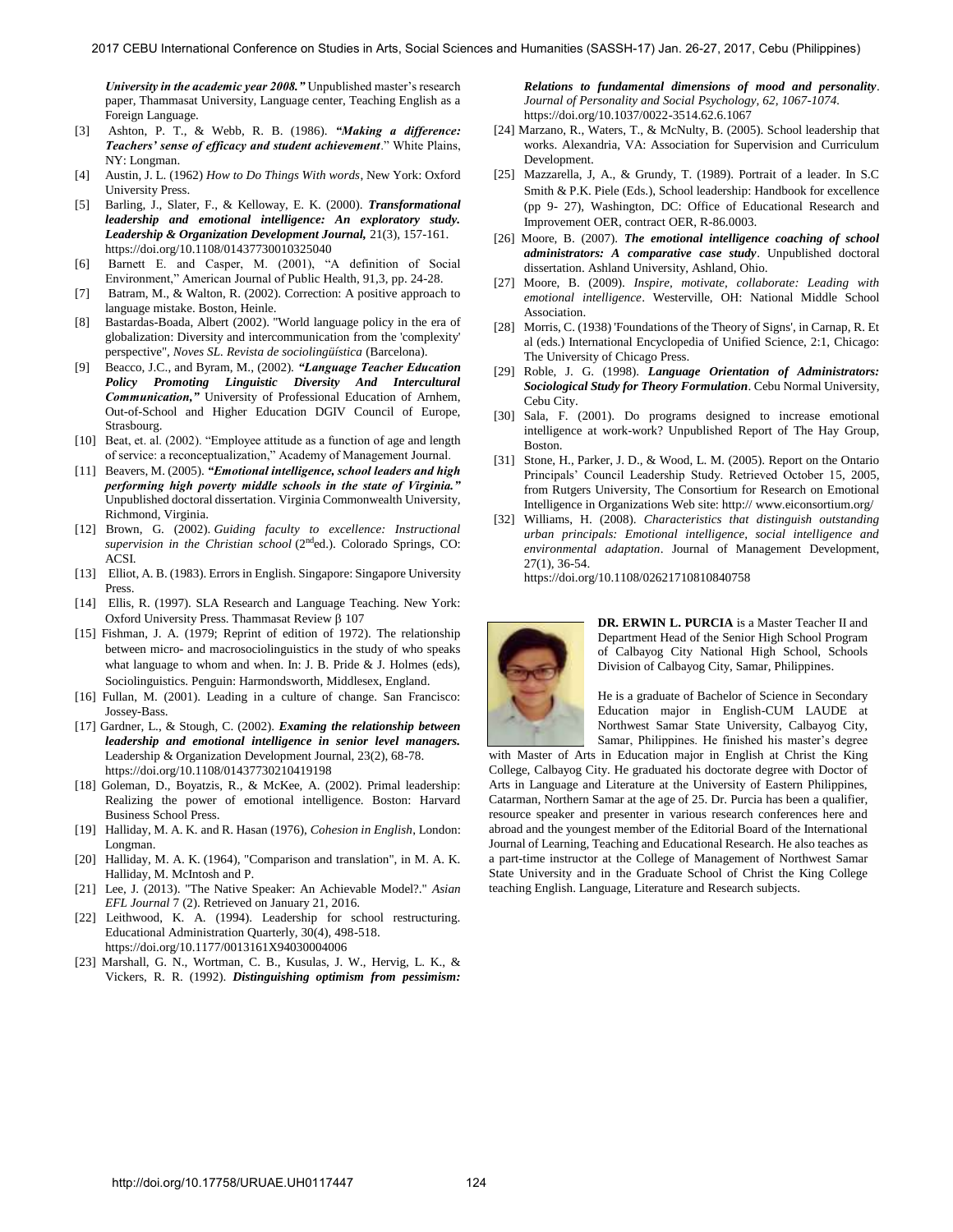*University in the academic year 2008."* Unpublished master's research paper, Thammasat University, Language center, Teaching English as a Foreign Language.

[3] Ashton, P. T., & Webb, R. B. (1986). ***"Making a difference: Teachers' sense of efficacy and student achievement***." White Plains, NY: Longman.

[4] Austin, J. L. (1962) *How to Do Things With words*, New York: Oxford University Press.

[5] Barling, J., Slater, F., & Kelloway, E. K. (2000). ***Transformational leadership and emotional intelligence: An exploratory study. Leadership & Organization Development Journal,*** 21(3), 157-161. https://doi.org/10.1108/01437730010325040

[6] Barnett E. and Casper, M. (2001), "A definition of Social Environment," American Journal of Public Health, 91,3, pp. 24-28.

[7] Batram, M., & Walton, R. (2002). Correction: A positive approach to language mistake. Boston, Heinle.

[8] Bastardas-Boada, Albert (2002). "World language policy in the era of globalization: Diversity and intercommunication from the 'complexity' perspective", *Noves SL. Revista de sociolingüística* (Barcelona).

[9] Beacco, J.C., and Byram, M., (2002). ***"Language Teacher Education Policy Promoting Linguistic Diversity And Intercultural Communication,"*** University of Professional Education of Arnhem, Out-of-School and Higher Education DGIV Council of Europe, Strasbourg.

[10] Beat, et. al. (2002). "Employee attitude as a function of age and length of service: a reconceptualization," Academy of Management Journal.

[11] Beavers, M. (2005). ***"Emotional intelligence, school leaders and high performing high poverty middle schools in the state of Virginia."*** Unpublished doctoral dissertation. Virginia Commonwealth University, Richmond, Virginia.

[12] Brown, G. (2002). *Guiding faculty to excellence: Instructional supervision in the Christian school* (2nd ed.). Colorado Springs, CO: ACSI.

[13] Elliot, A. B. (1983). Errors in English. Singapore: Singapore University Press.

[14] Ellis, R. (1997). SLA Research and Language Teaching. New York: Oxford University Press. Thammasat Review β 107

[15] Fishman, J. A. (1979; Reprint of edition of 1972). The relationship between micro- and macrosociolinguistics in the study of who speaks what language to whom and when. In: J. B. Pride & J. Holmes (eds), Sociolinguistics. Penguin: Harmondsworth, Middlesex, England.

[16] Fullan, M. (2001). Leading in a culture of change. San Francisco: Jossey-Bass.

[17] Gardner, L., & Stough, C. (2002). ***Examing the relationship between leadership and emotional intelligence in senior level managers.*** Leadership & Organization Development Journal, 23(2), 68-78. https://doi.org/10.1108/01437730210419198

[18] Goleman, D., Boyatzis, R., & McKee, A. (2002). Primal leadership: Realizing the power of emotional intelligence. Boston: Harvard Business School Press.

[19] Halliday, M. A. K. and R. Hasan (1976), *Cohesion in English*, London: Longman.

[20] Halliday, M. A. K. (1964), "Comparison and translation", in M. A. K. Halliday, M. McIntosh and P.

[21] Lee, J. (2013). "The Native Speaker: An Achievable Model?." *Asian EFL Journal* 7 (2). Retrieved on January 21, 2016.

[22] Leithwood, K. A. (1994). Leadership for school restructuring. Educational Administration Quarterly, 30(4), 498-518. https://doi.org/10.1177/0013161X94030004006

[23] Marshall, G. N., Wortman, C. B., Kusulas, J. W., Hervig, L. K., & Vickers, R. R. (1992). ***Distinguishing optimism from pessimism: Relations to fundamental dimensions of mood and personality***. *Journal of Personality and Social Psychology, 62, 1067-1074.* https://doi.org/10.1037/0022-3514.62.6.1067

[24] Marzano, R., Waters, T., & McNulty, B. (2005). School leadership that works. Alexandria, VA: Association for Supervision and Curriculum Development.

[25] Mazzarella, J, A., & Grundy, T. (1989). Portrait of a leader. In S.C Smith & P.K. Piele (Eds.), School leadership: Handbook for excellence (pp 9- 27), Washington, DC: Office of Educational Research and Improvement OER, contract OER, R-86.0003.

[26] Moore, B. (2007). ***The emotional intelligence coaching of school administrators: A comparative case study***. Unpublished doctoral dissertation. Ashland University, Ashland, Ohio.

[27] Moore, B. (2009). *Inspire, motivate, collaborate: Leading with emotional intelligence*. Westerville, OH: National Middle School Association.

[28] Morris, C. (1938) 'Foundations of the Theory of Signs', in Carnap, R. Et al (eds.) International Encyclopedia of Unified Science, 2:1, Chicago: The University of Chicago Press.

[29] Roble, J. G. (1998). ***Language Orientation of Administrators: Sociological Study for Theory Formulation***. Cebu Normal University, Cebu City.

[30] Sala, F. (2001). Do programs designed to increase emotional intelligence at work-work? Unpublished Report of The Hay Group, Boston.

[31] Stone, H., Parker, J. D., & Wood, L. M. (2005). Report on the Ontario Principals' Council Leadership Study. Retrieved October 15, 2005, from Rutgers University, The Consortium for Research on Emotional Intelligence in Organizations Web site: http:// www.eiconsortium.org/

[32] Williams, H. (2008). *Characteristics that distinguish outstanding urban principals: Emotional intelligence, social intelligence and environmental adaptation*. Journal of Management Development, 27(1), 36-54. https://doi.org/10.1108/02621710810840758

**DR. ERWIN L. PURCIA** is a Master Teacher II and Department Head of the Senior High School Program of Calbayog City National High School, Schools Division of Calbayog City, Samar, Philippines.

He is a graduate of Bachelor of Science in Secondary Education major in English-CUM LAUDE at Northwest Samar State University, Calbayog City, Samar, Philippines. He finished his master's degree with Master of Arts in Education major in English at Christ the King College, Calbayog City. He graduated his doctorate degree with Doctor of Arts in Language and Literature at the University of Eastern Philippines, Catarman, Northern Samar at the age of 25. Dr. Purcia has been a qualifier, resource speaker and presenter in various research conferences here and abroad and the youngest member of the Editorial Board of the International Journal of Learning, Teaching and Educational Research. He also teaches as a part-time instructor at the College of Management of Northwest Samar State University and in the Graduate School of Christ the King College teaching English. Language, Literature and Research subjects.